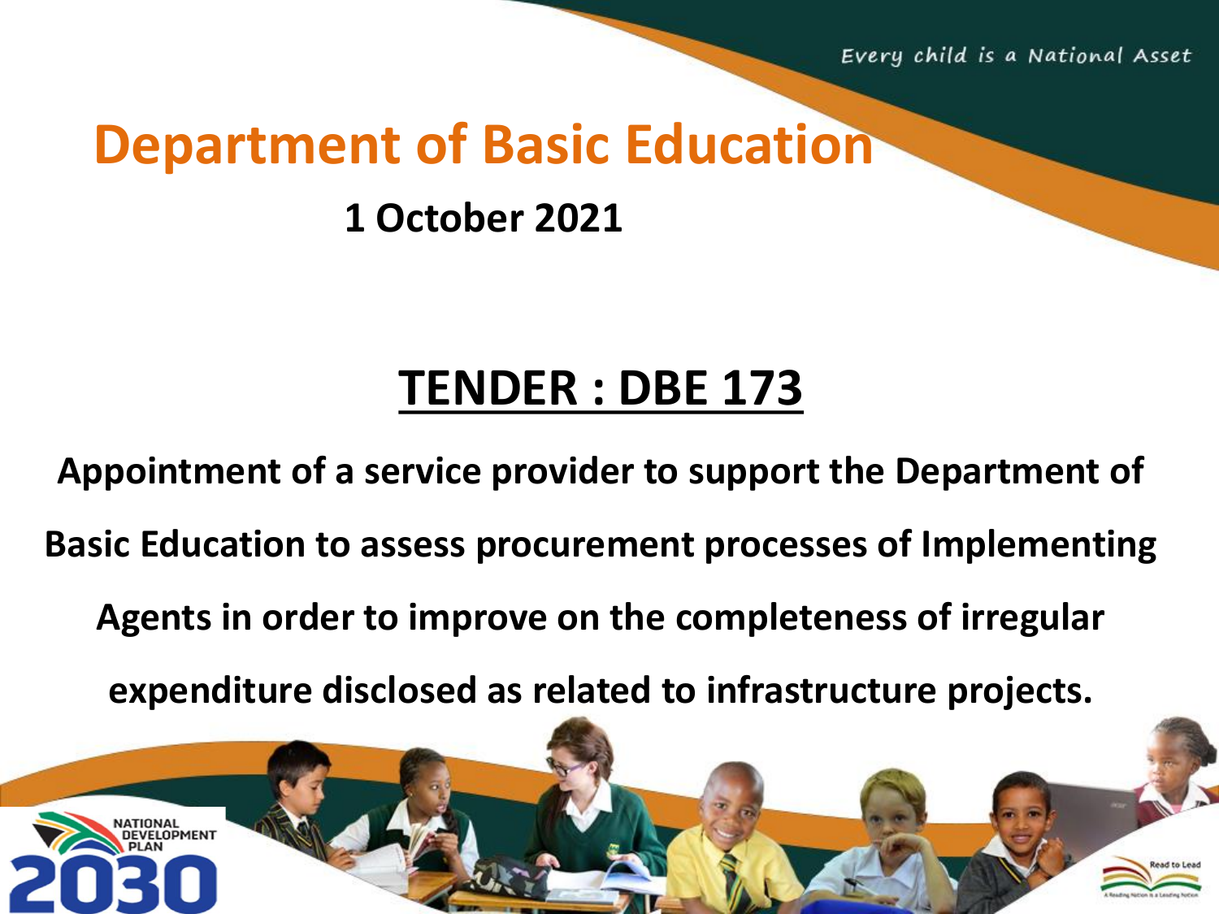Every child is a National Asset

# Department of Basic Education

**1 October 2021**

## TENDER : DBE 173

**Appointment of a service provider to support the Department of Basic Education to assess procurement processes of Implementing Agents in order to improve on the completeness of irregular expenditure disclosed as related to infrastructure projects.**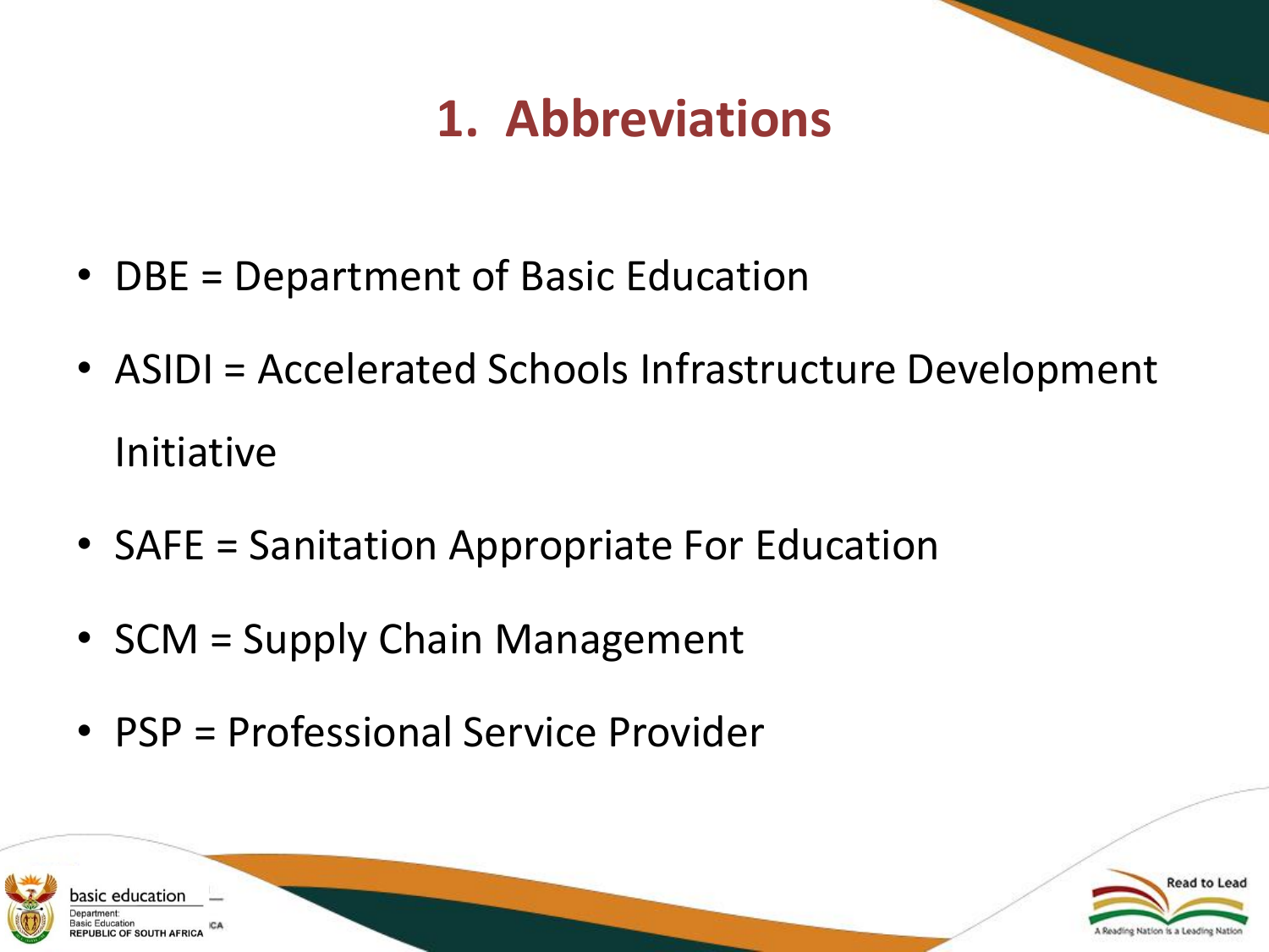# 1. Abbreviations

- DBE = Department of Basic Education
- ASIDI = Accelerated Schools Infrastructure Development Initiative
- SAFE = Sanitation Appropriate For Education
- SCM = Supply Chain Management
- PSP = Professional Service Provider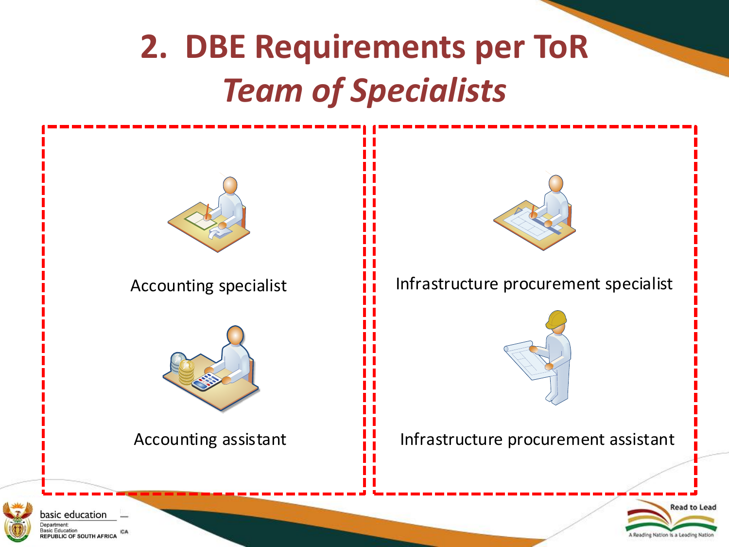# 2. DBE Requirements per ToR

## *Team of Specialists*

- Accounting specialist
- Accounting assistant

- Infrastructure procurement specialist
- Infrastructure procurement assistant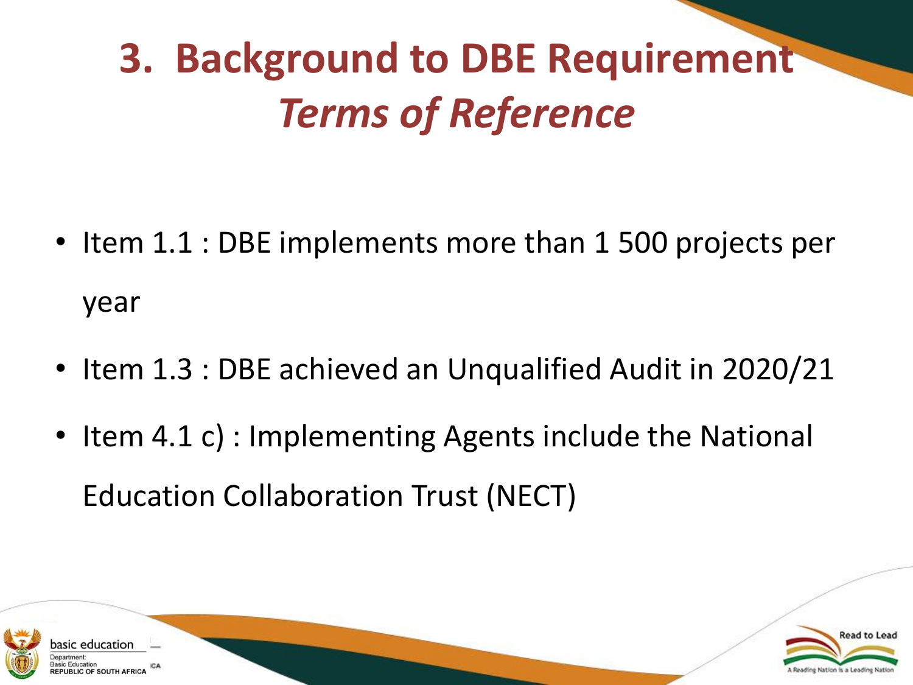# 3. Background to DBE Requirement *Terms of Reference*

- Item 1.1 : DBE implements more than 1 500 projects per year
- Item 1.3 : DBE achieved an Unqualified Audit in 2020/21
- Item 4.1 c) : Implementing Agents include the National Education Collaboration Trust (NECT)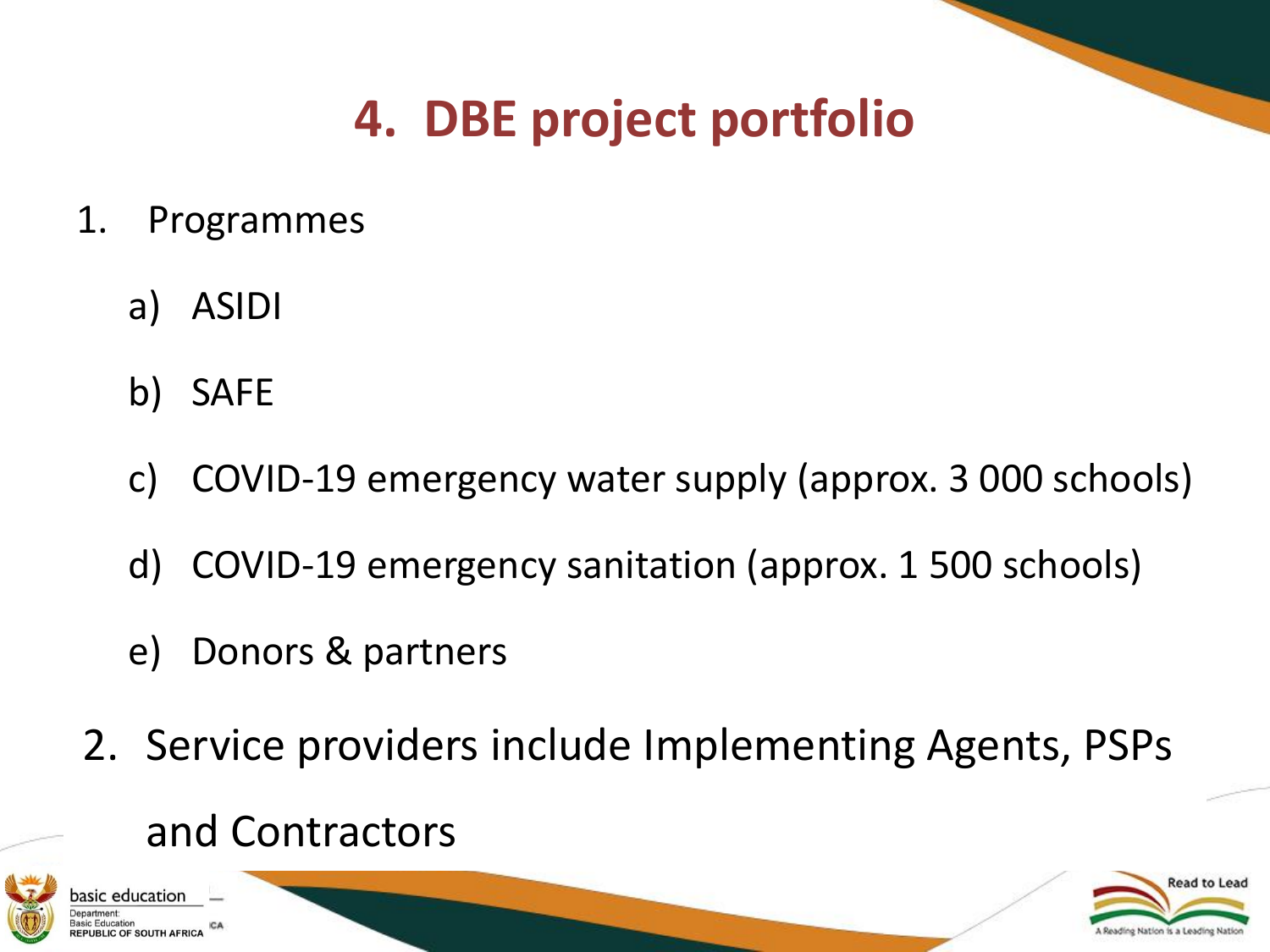# 4. DBE project portfolio

1. Programmes
   a) ASIDI
   b) SAFE
   c) COVID-19 emergency water supply (approx. 3 000 schools)
   d) COVID-19 emergency sanitation (approx. 1 500 schools)
   e) Donors & partners
2. Service providers include Implementing Agents, PSPs and Contractors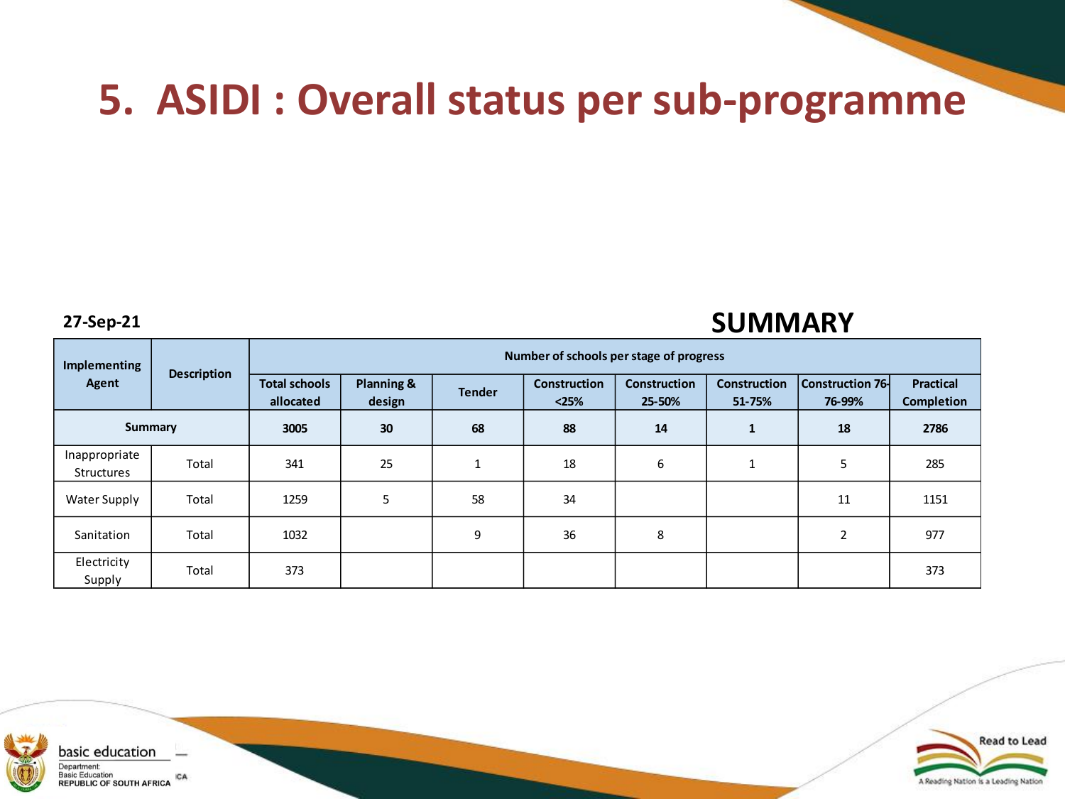# 5. ASIDI : Overall status per sub-programme

**27-Sep-21**

## SUMMARY

| Implementing Agent | Description | Number of schools per stage of progress | | | | | | | |
|---|---|---|---|---|---|---|---|---|---|
| | | Total schools allocated | Planning & design | Tender | Construction <25% | Construction 25-50% | Construction 51-75% | Construction 76-76-99% | Practical Completion |
| **Summary** | | **3005** | **30** | **68** | **88** | **14** | **1** | **18** | **2786** |
| Inappropriate Structures | Total | 341 | 25 | 1 | 18 | 6 | 1 | 5 | 285 |
| Water Supply | Total | 1259 | 5 | 58 | 34 | | | 11 | 1151 |
| Sanitation | Total | 1032 | | 9 | 36 | 8 | | 2 | 977 |
| Electricity Supply | Total | 373 | | | | | | | 373 |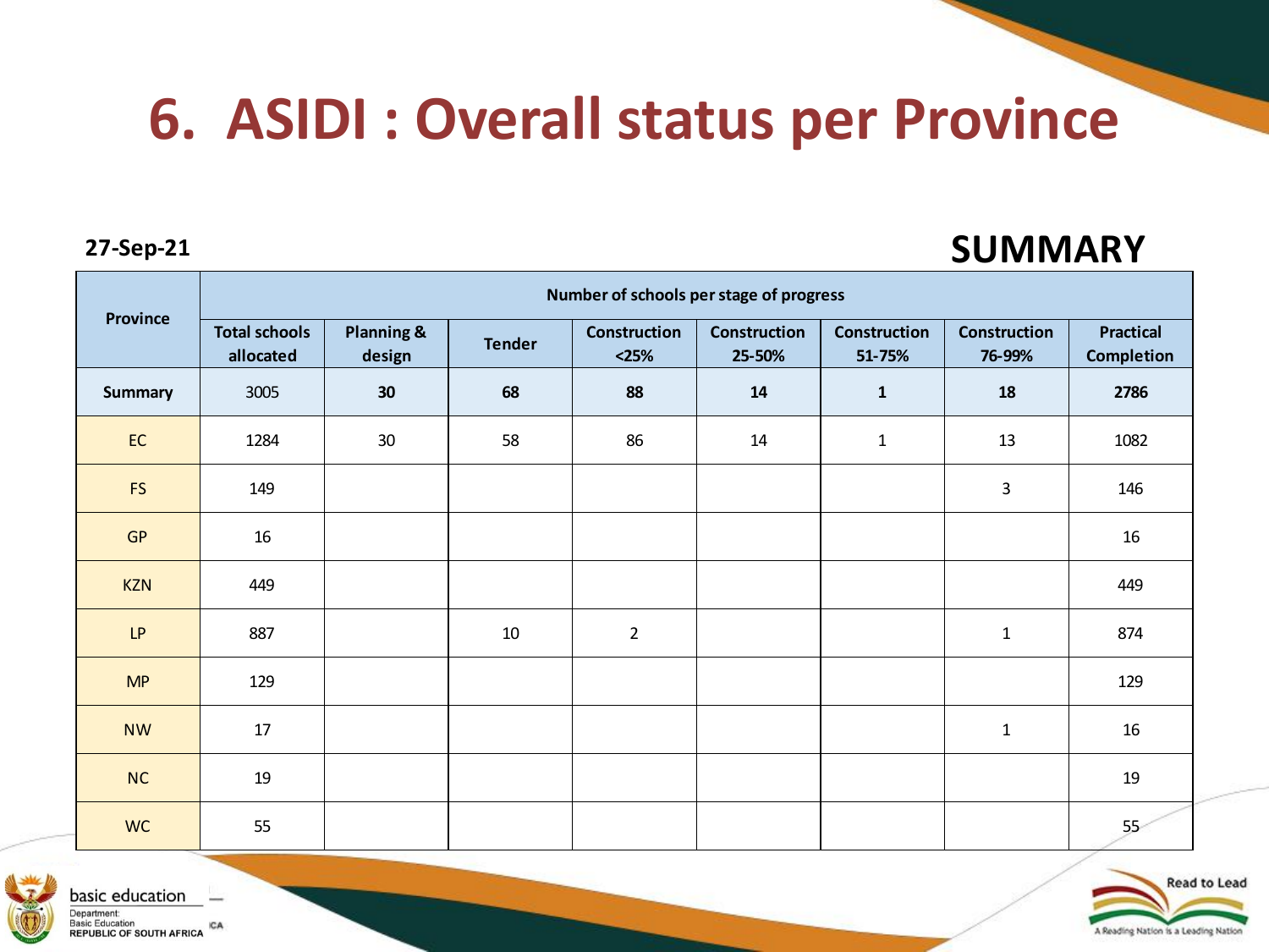# 6. ASIDI : Overall status per Province

**27-Sep-21**

## SUMMARY

| Province | Number of schools per stage of progress | | | | | | | |
|---|---|---|---|---|---|---|---|---|
| | Total schools allocated | Planning & design | Tender | Construction <25% | Construction 25-50% | Construction 51-75% | Construction 76-99% | Practical Completion |
| **Summary** | 3005 | **30** | **68** | **88** | **14** | **1** | **18** | **2786** |
| EC | 1284 | 30 | 58 | 86 | 14 | 1 | 13 | 1082 |
| FS | 149 | | | | | | 3 | 146 |
| GP | 16 | | | | | | | 16 |
| KZN | 449 | | | | | | | 449 |
| LP | 887 | | 10 | 2 | | | 1 | 874 |
| MP | 129 | | | | | | | 129 |
| NW | 17 | | | | | | 1 | 16 |
| NC | 19 | | | | | | | 19 |
| WC | 55 | | | | | | | 55 |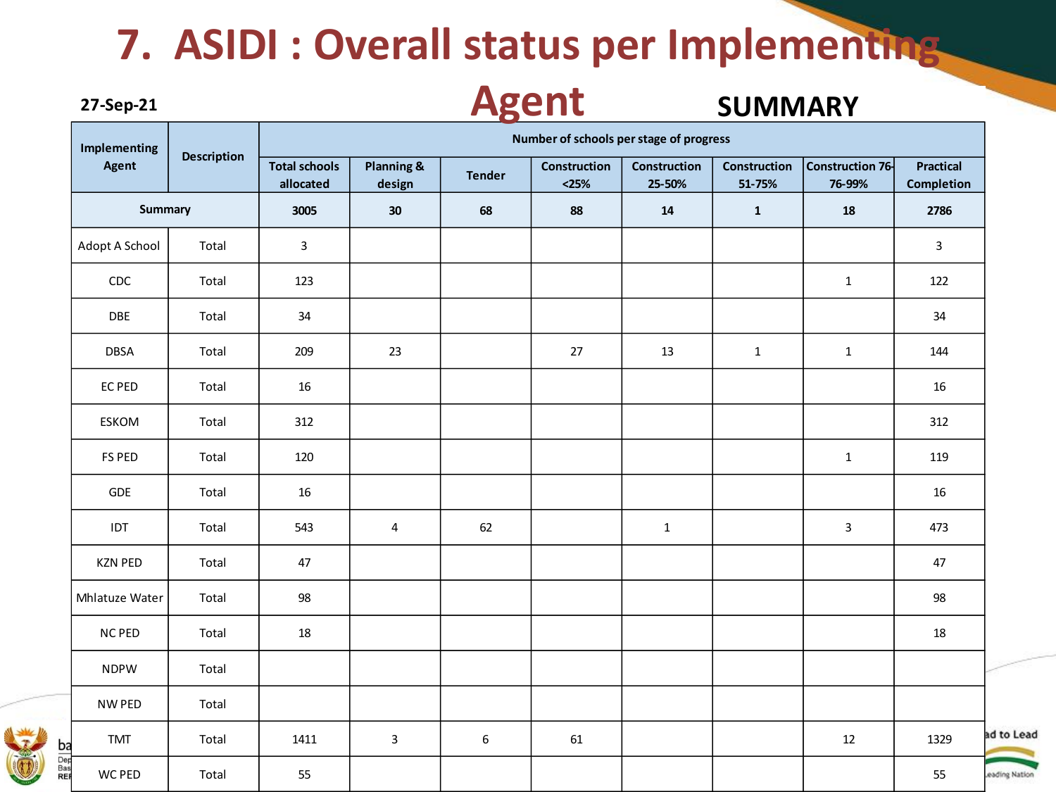# 7. ASIDI : Overall status per Implementing Agent

27-Sep-21

**SUMMARY**

| Implementing Agent | Description | Number of schools per stage of progress | | | | | | | |
|---|---|---|---|---|---|---|---|---|---|
| | | Total schools allocated | Planning & design | Tender | Construction <25% | Construction 25-50% | Construction 51-75% | Construction 76-76-99% | Practical Completion |
| **Summary** | | **3005** | **30** | **68** | **88** | **14** | **1** | **18** | **2786** |
| Adopt A School | Total | 3 | | | | | | | 3 |
| CDC | Total | 123 | | | | | | 1 | 122 |
| DBE | Total | 34 | | | | | | | 34 |
| DBSA | Total | 209 | 23 | | 27 | 13 | 1 | 1 | 144 |
| EC PED | Total | 16 | | | | | | | 16 |
| ESKOM | Total | 312 | | | | | | | 312 |
| FS PED | Total | 120 | | | | | | 1 | 119 |
| GDE | Total | 16 | | | | | | | 16 |
| IDT | Total | 543 | 4 | 62 | | 1 | | 3 | 473 |
| KZN PED | Total | 47 | | | | | | | 47 |
| Mhlatuze Water | Total | 98 | | | | | | | 98 |
| NC PED | Total | 18 | | | | | | | 18 |
| NDPW | Total | | | | | | | | |
| NW PED | Total | | | | | | | | |
| TMT | Total | 1411 | 3 | 6 | 61 | | | 12 | 1329 |
| WC PED | Total | 55 | | | | | | | 55 |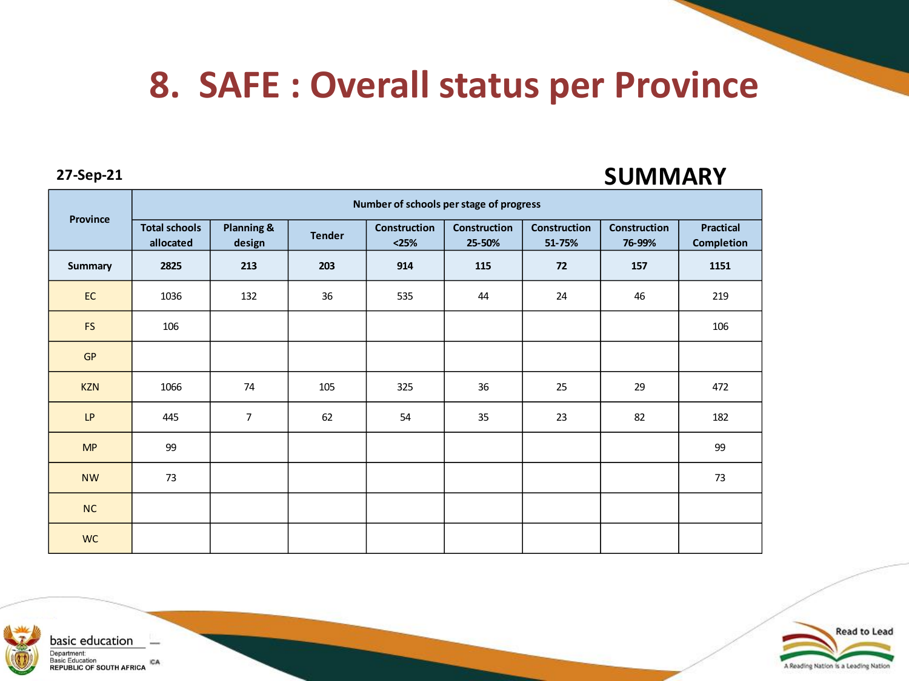# 8. SAFE : Overall status per Province

**27-Sep-21**

## SUMMARY

| Province | Number of schools per stage of progress | | | | | | | |
|---|---|---|---|---|---|---|---|---|
| | Total schools allocated | Planning & design | Tender | Construction <25% | Construction 25-50% | Construction 51-75% | Construction 76-99% | Practical Completion |
| **Summary** | **2825** | **213** | **203** | **914** | **115** | **72** | **157** | **1151** |
| EC | 1036 | 132 | 36 | 535 | 44 | 24 | 46 | 219 |
| FS | 106 | | | | | | | 106 |
| GP | | | | | | | | |
| KZN | 1066 | 74 | 105 | 325 | 36 | 25 | 29 | 472 |
| LP | 445 | 7 | 62 | 54 | 35 | 23 | 82 | 182 |
| MP | 99 | | | | | | | 99 |
| NW | 73 | | | | | | | 73 |
| NC | | | | | | | | |
| WC | | | | | | | | |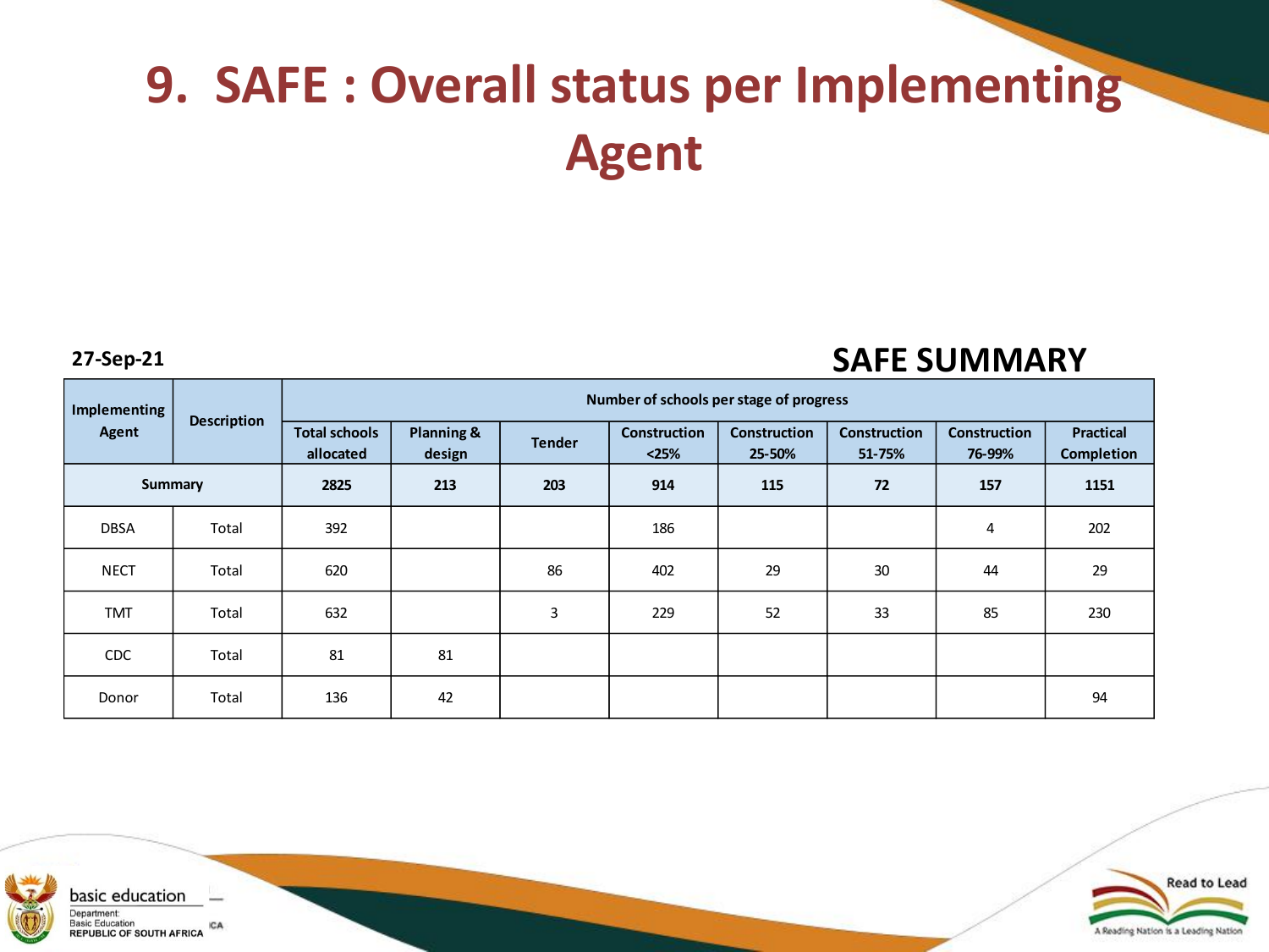# 9. SAFE : Overall status per Implementing Agent

**27-Sep-21**

## SAFE SUMMARY

| Implementing Agent | Description | Number of schools per stage of progress | | | | | | | |
|---|---|---|---|---|---|---|---|---|---|
| | | Total schools allocated | Planning & design | Tender | Construction <25% | Construction 25-50% | Construction 51-75% | Construction 76-99% | Practical Completion |
| **Summary** | | **2825** | **213** | **203** | **914** | **115** | **72** | **157** | **1151** |
| DBSA | Total | 392 | | | 186 | | | 4 | 202 |
| NECT | Total | 620 | | 86 | 402 | 29 | 30 | 44 | 29 |
| TMT | Total | 632 | | 3 | 229 | 52 | 33 | 85 | 230 |
| CDC | Total | 81 | 81 | | | | | | |
| Donor | Total | 136 | 42 | | | | | | 94 |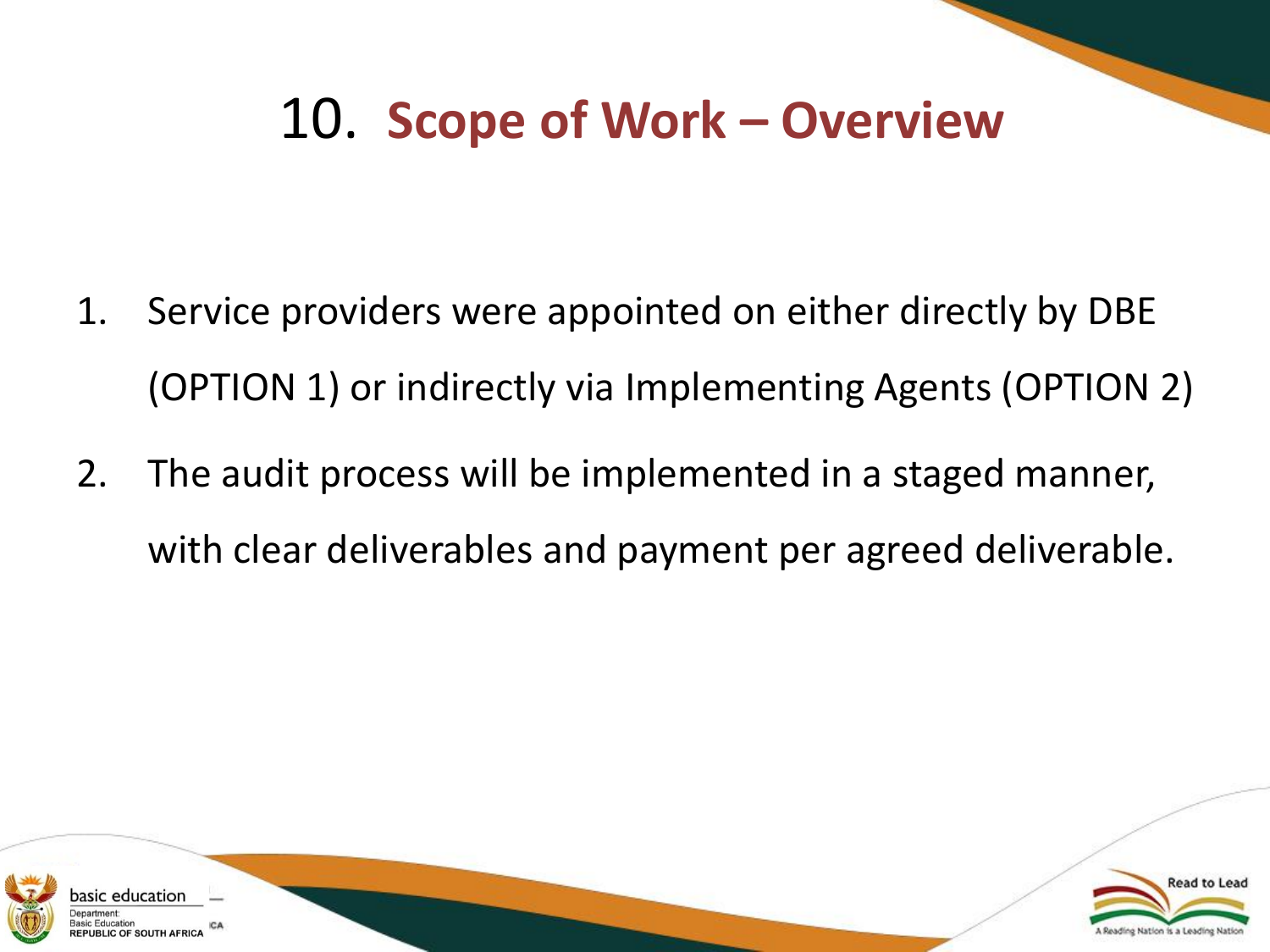# 10. Scope of Work – Overview

1. Service providers were appointed on either directly by DBE (OPTION 1) or indirectly via Implementing Agents (OPTION 2)
2. The audit process will be implemented in a staged manner, with clear deliverables and payment per agreed deliverable.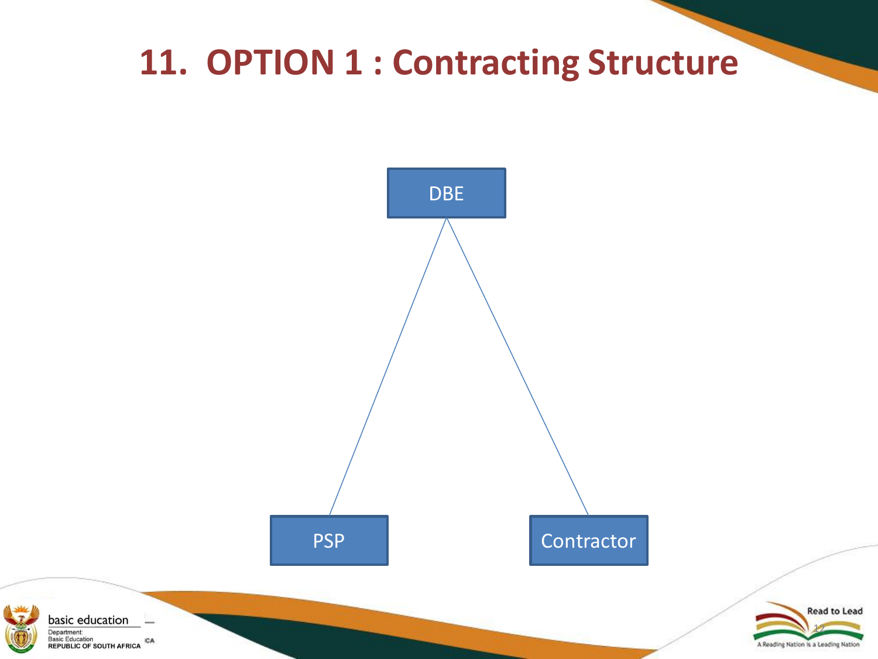# 11. OPTION 1 : Contracting Structure

DBE

PSP

Contractor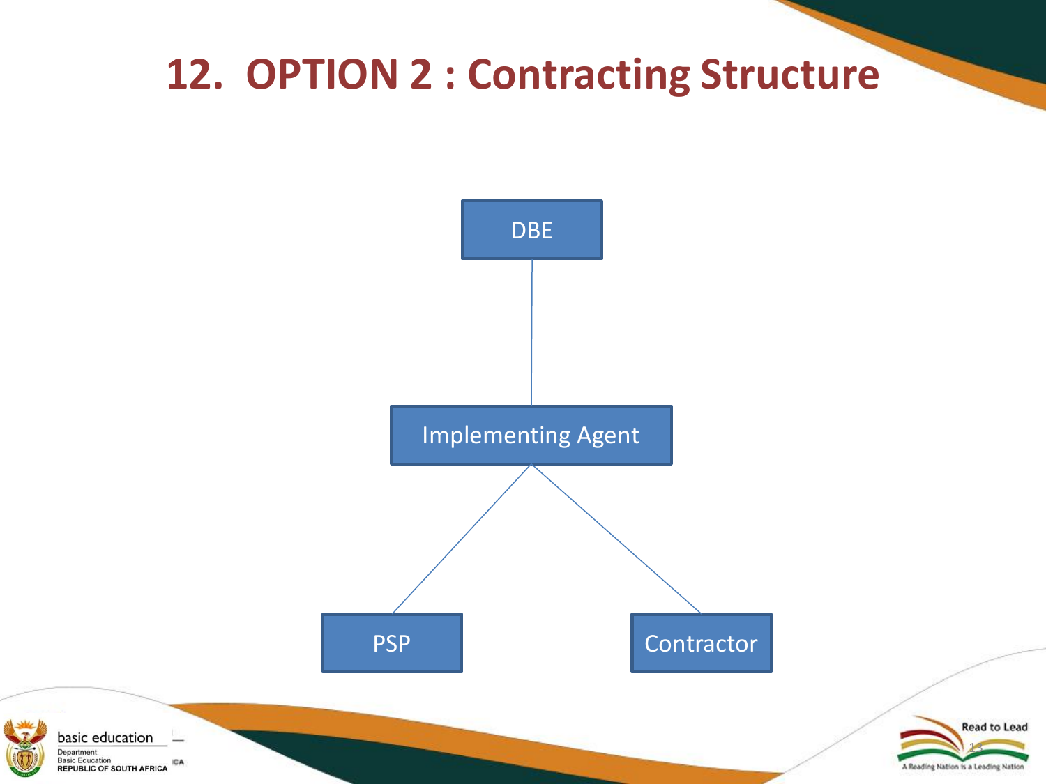# 12. OPTION 2 : Contracting Structure

- DBE
  - Implementing Agent
    - PSP
    - Contractor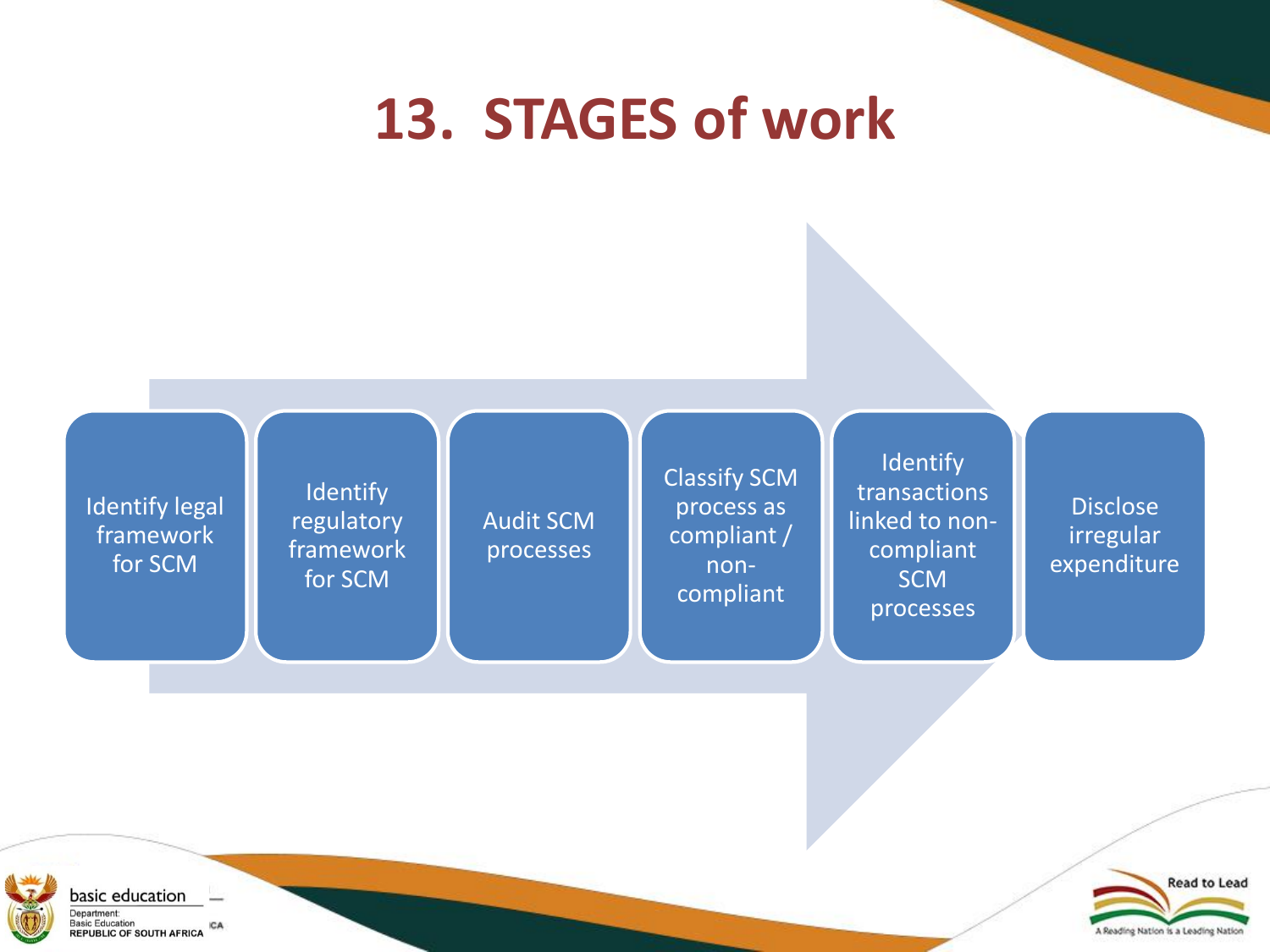# 13. STAGES of work

1. Identify legal framework for SCM
2. Identify regulatory framework for SCM
3. Audit SCM processes
4. Classify SCM process as compliant / non-compliant
5. Identify transactions linked to non-compliant SCM processes
6. Disclose irregular expenditure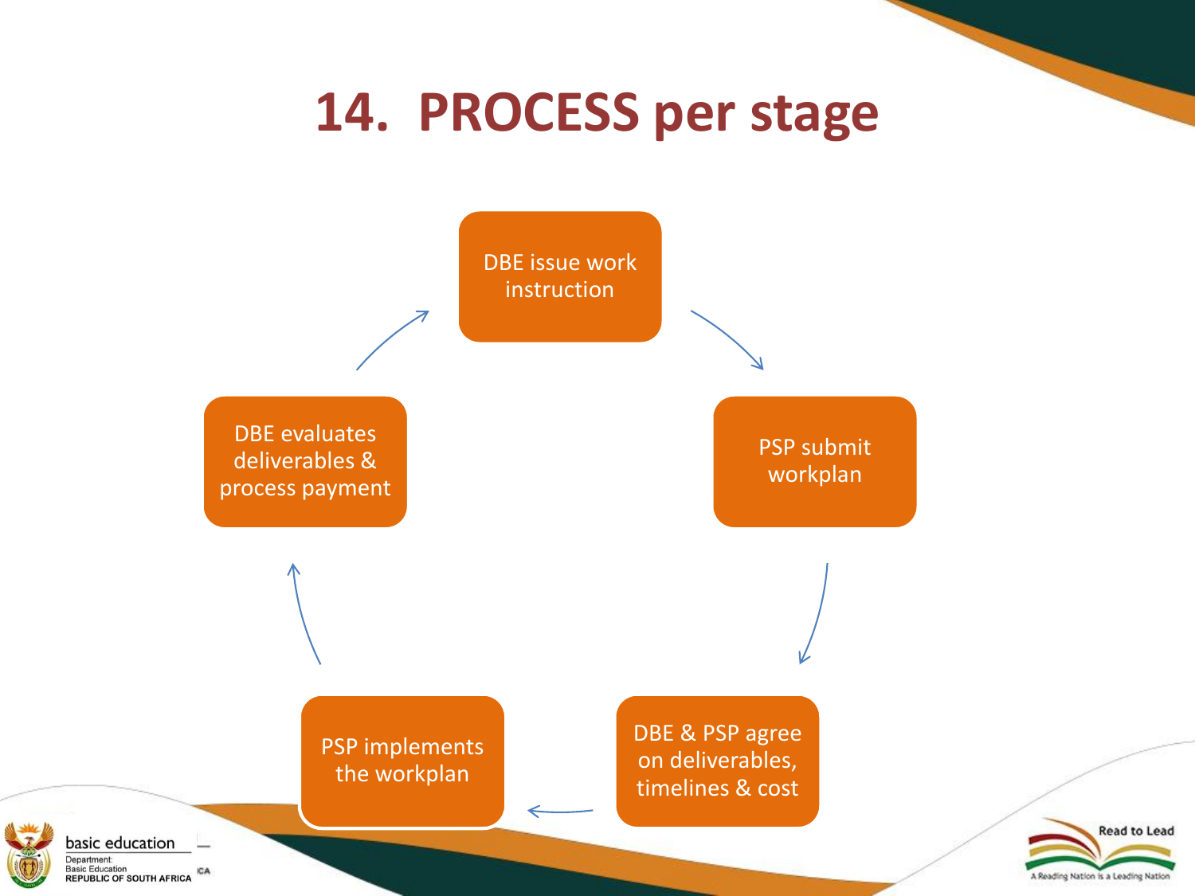# 14. PROCESS per stage

1. DBE issue work instruction
2. PSP submit workplan
3. DBE & PSP agree on deliverables, timelines & cost
4. PSP implements the workplan
5. DBE evaluates deliverables & process payment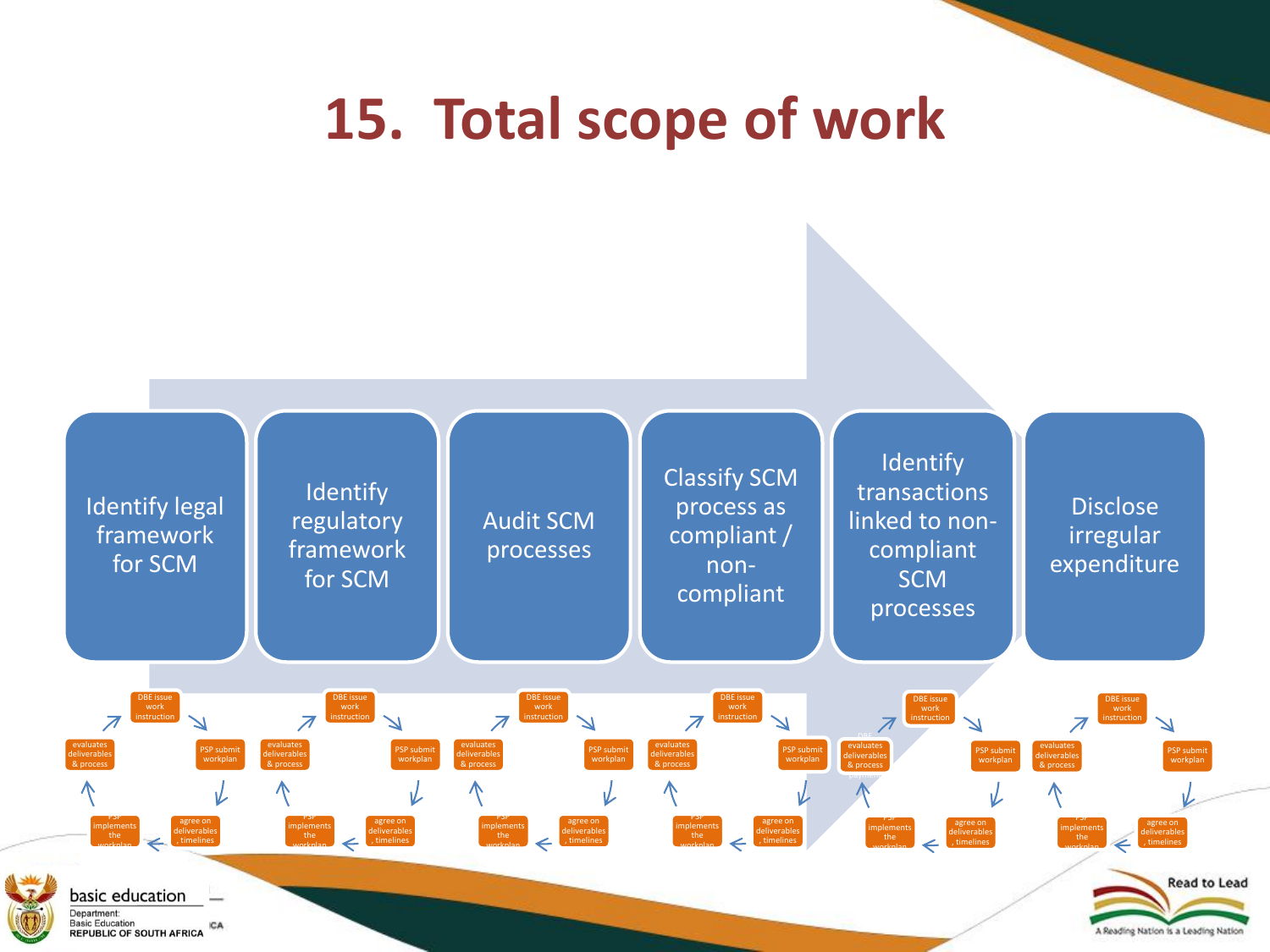# 15. Total scope of work

- Identify legal framework for SCM
- Identify regulatory framework for SCM
- Audit SCM processes
- Classify SCM process as compliant / non-compliant
- Identify transactions linked to non-compliant SCM processes
- Disclose irregular expenditure

Each step follows the cycle:

DBE issue work instruction → PSP submit workplan → agree on deliverables, timelines → PSP implements the workplan → evaluates deliverables & process → DBE issue work instruction